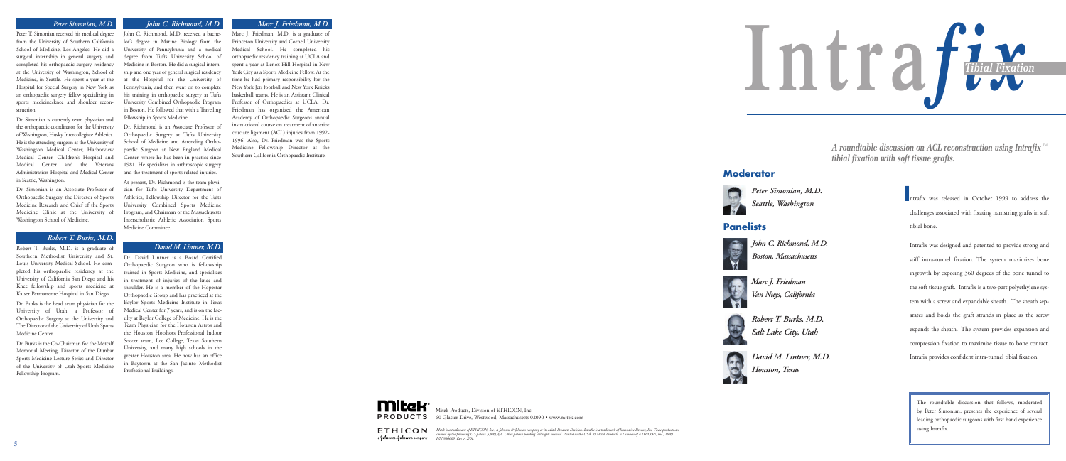# Intra*fix* *Tibial Fixation*

***A roundtable discussion on ACL reconstruction using Intrafix™ tibial fixation with soft tissue grafts.***

## Moderator

*Peter Simonian, M.D.*
*Seattle, Washington*

## Panelists

*John C. Richmond, M.D.*
*Boston, Massachusetts*

*Marc J. Friedman*
*Van Nuys, California*

*Robert T. Burks, M.D.*
*Salt Lake City, Utah*

*David M. Lintner, M.D.*
*Houston, Texas*

Intrafix was released in October 1999 to address the challenges associated with fixating hamstring grafts in soft tibial bone.

Intrafix was designed and patented to provide strong and stiff intra-tunnel fixation. The system maximizes bone ingrowth by exposing 360 degrees of the bone tunnel to the soft tissue graft. Intrafix is a two-part polyethylene system with a screw and expandable sheath. The sheath separates and holds the graft strands in place as the screw expands the sheath. The system provides expansion and compression fixation to maximize tissue to bone contact. Intrafix provides confident intra-tunnel tibial fixation.

The roundtable discussion that follows, moderated by Peter Simonian, presents the experience of several leading orthopaedic surgeons with first hand experience using Intrafix.

### *Peter Simonian, M.D.*

Peter T. Simonian received his medical degree from the University of Southern California School of Medicine, Los Angeles. He did a surgical internship in general surgery and completed his orthopaedic surgery residency at the University of Washington, School of Medicine, in Seattle. He spent a year at the Hospital for Special Surgery in New York as an orthopaedic surgery fellow specializing in sports medicine/knee and shoulder reconstruction.

Dr. Simonian is currently team physician and the orthopaedic coordinator for the University of Washington, Husky Intercollegiate Athletics. He is the attending surgeon at the University of Washington Medical Center, Harborview Medical Center, Children's Hospital and Medical Center and the Veterans Administration Hospital and Medical Center in Seattle, Washington.

Dr. Simonian is an Associate Professor of Orthopaedic Surgery, the Director of Sports Medicine Research and Chief of the Sports Medicine Clinic at the University of Washington School of Medicine.

### *Robert T. Burks, M.D.*

Robert T. Burks, M.D. is a graduate of Southern Methodist University and St. Louis University Medical School. He completed his orthopaedic residency at the University of California San Diego and his Knee fellowship and sports medicine at Kaiser Permanente Hospital in San Diego.

Dr. Burks is the head team physician for the University of Utah, a Professor of Orthopaedic Surgery at the University and The Director of the University of Utah Sports Medicine Center.

Dr. Burks is the Co-Chairman for the Metcalf Memorial Meeting, Director of the Dunbar Sports Medicine Lecture Series and Director of the University of Utah Sports Medicine Fellowship Program.

### *John C. Richmond, M.D.*

John C. Richmond, M.D. received a bachelor's degree in Marine Biology from the University of Pennsylvania and a medical degree from Tufts University School of Medicine in Boston. He did a surgical internship and one year of general surgical residency at the Hospital for the University of Pennsylvania, and then went on to complete his training in orthopaedic surgery at Tufts University Combined Orthopaedic Program in Boston. He followed that with a Travelling fellowship in Sports Medicine.

Dr. Richmond is an Associate Professor of Orthopaedic Surgery at Tufts University School of Medicine and Attending Orthopaedic Surgeon at New England Medical Center, where he has been in practice since 1981. He specializes in arthroscopic surgery and the treatment of sports related injuries.

At present, Dr. Richmond is the team physician for Tufts University Department of Athletics, Fellowship Director for the Tufts University Combined Sports Medicine Program, and Chairman of the Massachusetts Interscholastic Athletic Association Sports Medicine Committee.

### *David M. Lintner, M.D.*

Dr. David Lintner is a Board Certified Orthopaedic Surgeon who is fellowship trained in Sports Medicine, and specializes in treatment of injuries of the knee and shoulder. He is a member of the Hopestar Orthopaedic Group and has practiced at the Baylor Sports Medicine Institute in Texas Medical Center for 7 years, and is on the faculty at Baylor College of Medicine. He is the Team Physician for the Houston Astros and the Houston Hotshots Professional Indoor Soccer team, Lee College, Texas Southern University, and many high schools in the greater Houston area. He now has an office in Baytown at the San Jacinto Methodist Professional Buildings.

### *Marc J. Friedman, M.D.*

Marc J. Friedman, M.D. is a graduate of Princeton University and Cornell University Medical School. He completed his orthopaedic residency training at UCLA and spent a year at Lenox-Hill Hospital in New York City as a Sports Medicine Fellow. At the time he had primary responsibility for the New York Jets football and New York Knicks basketball teams. He is an Assistant Clinical Professor of Orthopaedics at UCLA. Dr. Friedman has organized the American Academy of Orthopaedic Surgeons annual instructional course on treatment of anterior cruciate ligament (ACL) injuries from 1992-1996. Also, Dr. Friedman was the Sports Medicine Fellowship Director at the Southern California Orthopaedic Institute.

**Mitek PRODUCTS** Mitek Products, Division of ETHICON, Inc.
60 Glacier Drive, Westwood, Massachusetts 02090 • www.mitek.com

**ETHICON** a Johnson & Johnson company

*Mitek is a trademark of ETHICON, Inc., a Johnson & Johnson company or its Mitek Products Division. Intrafix is a trademark of Innovasive Devices, Inc. These products are covered by the following U.S patents: 5,899,938. Other patents pending. All rights reserved. Printed in the USA ©Mitek Products, a Division of ETHICON, Inc., 1999. POC 900669 Rev. A 2/01.*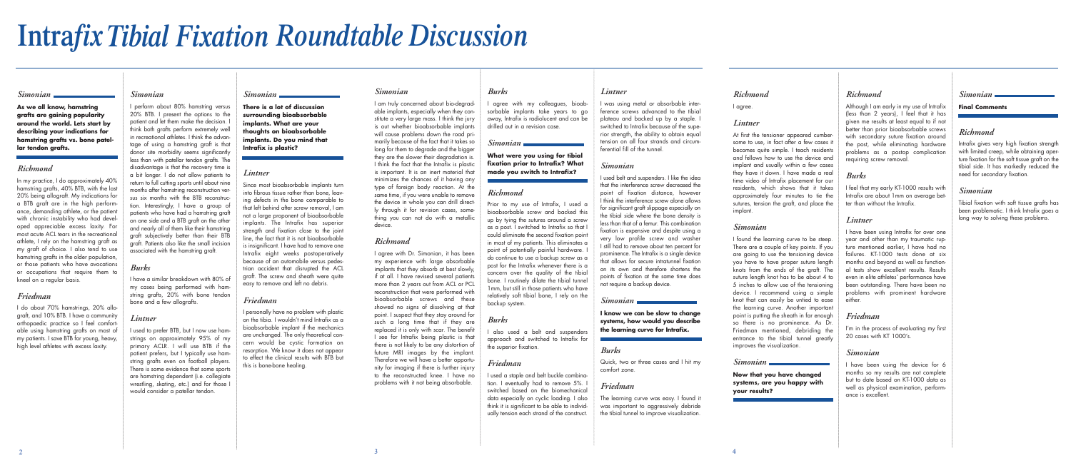# Intra*fix* *Tibial Fixation Roundtable Discussion*

### *Simonian*

**As we all know, hamstring grafts are gaining popularity around the world. Lets start by describing your indications for hamstring grafts vs. bone patellar tendon grafts.**

### *Richmond*

In my practice, I do approximately 40% hamstring grafts, 40% BTB, with the last 20% being allograft. My indications for a BTB graft are in the high performance, demanding athlete, or the patient with chronic instability who has developed appreciable excess laxity. For most acute ACL tears in the recreational athlete, I rely on the hamstring graft as my graft of choice. I also tend to use hamstring grafts in the older population, or those patients who have avocations or occupations that require them to kneel on a regular basis.

### *Friedman*

I do about 70% hamstrings, 20% allograft, and 10% BTB. I have a community orthopaedic practice so I feel comfortable using hamstring grafts on most of my patients. I save BTB for young, heavy, high level athletes with excess laxity.

### *Simonian*

I perform about 80% hamstring versus 20% BTB. I present the options to the patient and let them make the decision. I think both grafts perform extremely well in recreational athletes. I think the advantage of using a hamstring graft is that donor site morbidity seems significantly less than with patellar tendon grafts. The disadvantage is that the recovery time is a bit longer. I do not allow patients to return to full cutting sports until about nine months after hamstring reconstruction versus six months with the BTB reconstruction. Interestingly, I have a group of patients who have had a hamstring graft on one side and a BTB graft on the other and nearly all of them like their hamstring graft subjectively better than their BTB graft. Patients also like the small incision associated with the hamstring graft.

### *Burks*

I have a similar breakdown with 80% of my cases being performed with hamstring grafts, 20% with bone tendon bone and a few allografts.

### *Lintner*

I used to prefer BTB, but I now use hamstrings on approximately 95% of my primary ACLR. I will use BTB if the patient prefers, but I typically use hamstring grafts even on football players. There is some evidence that some sports are hamstring dependent (i.e. collegiate wrestling, skating, etc.) and for those I would consider a patellar tendon.

### *Simonian*

**There is a lot of discussion surrounding bioabsorbable implants. What are your thoughts on bioabsorbable implants. Do you mind that Intrafix is plastic?**

### *Lintner*

Since most bioabsorbable implants turn into fibrous tissue rather than bone, leaving defects in the bone comparable to that left behind after screw removal, I am not a large proponent of bioabsorbable implants. The Intrafix has superior strength and fixation close to the joint line, the fact that it is not bioabsorbable is insignificant. I have had to remove one Intrafix eight weeks postoperatively because of an automobile versus pedestrian accident that disrupted the ACL graft. The screw and sheath were quite easy to remove and left no debris.

### *Friedman*

I personally have no problem with plastic on the tibia. I wouldn't mind Intrafix as a bioabsorbable implant if the mechanics are unchanged. The only theoretical concern would be cystic formation on resorption. We know it does not appear to effect the clinical results with BTB but this is bone-bone healing.

### *Simonian*

I am truly concerned about bio-degradable implants, especially when they constitute a very large mass. I think the jury is out whether bioabsorbable implants will cause problems down the road primarily because of the fact that it takes so long for them to degrade and the bigger they are the slower their degradation is. I think the fact that the Intrafix is plastic is important. It is an inert material that minimizes the chances of it having any type of foreign body reaction. At the same time, if you were unable to remove the device in whole you can drill directly through it for revision cases, something you can not do with a metallic device.

### *Richmond*

I agree with Dr. Simonian, it has been my experience with large absorbable implants that they absorb at best slowly, if at all. I have revised several patients more than 2 years out from ACL or PCL reconstruction that were performed with bioabsorbable screws and these showed no signs of dissolving at that point. I suspect that they stay around for such a long time that if they are replaced it is only with scar. The benefit I see for Intrafix being plastic is that there is not likely to be any distortion of future MRI images by the implant. Therefore we will have a better opportunity for imaging if there is further injury to the reconstructed knee. I have no problems with it not being absorbable.

### *Burks*

I agree with my colleagues, bioabsorbable implants take years to go away, Intrafix is radiolucent and can be drilled out in a revision case.

### *Simonian*

**What were you using for tibial fixation prior to Intrafix? What made you switch to Intrafix?**

### *Richmond*

Prior to my use of Intrafix, I used a bioabsorbable screw and backed this up by tying the sutures around a screw as a post. I switched to Intrafix so that I could eliminate the second fixation point in most of my patients. This eliminates a point of potentially painful hardware. I do continue to use a backup screw as a post for the Intrafix whenever there is a concern over the quality of the tibial bone. I routinely dilate the tibial tunnel 1mm, but still in those patients who have relatively soft tibial bone, I rely on the backup system.

### *Burks*

I also used a belt and suspenders approach and switched to Intrafix for the superior fixation.

### *Friedman*

I used a staple and belt buckle combination. I eventually had to remove 5%. I switched based on the biomechanical data especially on cyclic loading. I also think it is significant to be able to individually tension each strand of the construct.

### *Lintner*

I was using metal or absorbable interference screws advanced to the tibial plateau and backed up by a staple. I switched to Intrafix because of the superior strength, the ability to obtain equal tension on all four strands and circumferential fill of the tunnel.

### *Simonian*

I used belt and suspenders. I like the idea that the interference screw decreased the point of fixation distance, however I think the interference screw alone allows for significant graft slippage especially on the tibial side where the bone density is less than that of a femur. This combination fixation is expensive and despite using a very low profile screw and washer I still had to remove about ten percent for prominence. The Intrafix is a single device that allows for secure intratunnel fixation on its own and therefore shortens the points of fixation at the same time does not require a back-up device.

### *Simonian*

**I know we can be slow to change systems, how would you describe the learning curve for Intrafix.**

### *Burks*

Quick, two or three cases and I hit my comfort zone.

### *Friedman*

The learning curve was easy. I found it was important to aggressively debride the tibial tunnel to improve visualization.

### *Richmond*

I agree.

### *Lintner*

At first the tensioner appeared cumbersome to use, in fact after a few cases it becomes quite simple. I teach residents and fellows how to use the device and implant and usually within a few cases they have it down. I have made a real time video of Intrafix placement for our residents, which shows that it takes approximately four minutes to tie the sutures, tension the graft, and place the implant.

### *Simonian*

I found the learning curve to be steep. There are a couple of key points. If you are going to use the tensioning device you have to have proper suture length knots from the ends of the graft. The suture length knot has to be about 4 to 5 inches to allow use of the tensioning device. I recommend using a simple knot that can easily be untied to ease the learning curve. Another important point is putting the sheath in far enough so there is no prominence. As Dr. Friedman mentioned, debriding the entrance to the tibial tunnel greatly improves the visualization.

### *Simonian*

**Now that you have changed systems, are you happy with your results?**

### *Richmond*

Although I am early in my use of Intrafix (less than 2 years), I feel that it has given me results at least equal to if not better than prior bioabsorbable screws with secondary suture fixation around the post, while eliminating hardware problems as a postop complication requiring screw removal.

### *Burks*

I feel that my early KT-1000 results with Intrafix are about 1mm on average better than without the Intrafix.

### *Lintner*

I have been using Intrafix for over one year and other than my traumatic rupture mentioned earlier, I have had no failures. KT-1000 tests done at six months and beyond as well as functional tests show excellent results. Results even in elite athletes' performance have been outstanding. There have been no problems with prominent hardware either.

### *Friedman*

I'm in the process of evaluating my first 20 cases with KT 1000's.

### *Simonian*

I have been using the device for 6 months so my results are not complete but to date based on KT-1000 data as well as physical examination, performance is excellent.

### *Simonian*

**Final Comments**

### *Richmond*

Intrafix gives very high fixation strength with limited creep, while obtaining aperture fixation for the soft tissue graft on the tibial side. It has markedly reduced the need for secondary fixation.

### *Simonian*

Tibial fixation with soft tissue grafts has been problematic. I think Intrafix goes a long way to solving these problems.